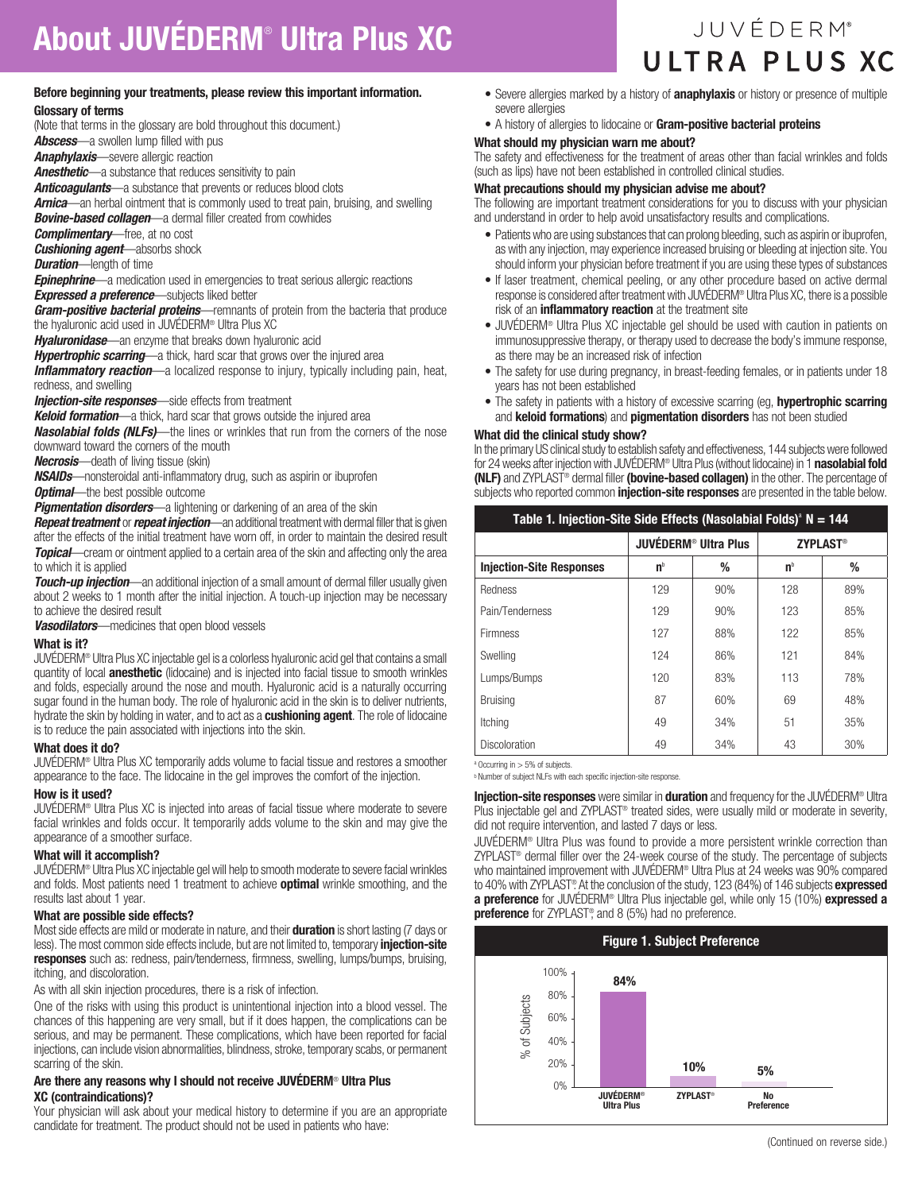# About JUVÉDERM® Ultra Plus XC

JUVÉDERM® ULTRA PLUS XC

**Before beginning your treatments, please review this important information.**

**Glossary of terms**

(Note that terms in the glossary are bold throughout this document.)

***Abscess***—a swollen lump filled with pus

***Anaphylaxis***—severe allergic reaction

***Anesthetic***—a substance that reduces sensitivity to pain

***Anticoagulants***—a substance that prevents or reduces blood clots

***Arnica***—an herbal ointment that is commonly used to treat pain, bruising, and swelling

***Bovine-based collagen***—a dermal filler created from cowhides

***Complimentary***—free, at no cost

***Cushioning agent***—absorbs shock

***Duration***—length of time

***Epinephrine***—a medication used in emergencies to treat serious allergic reactions

***Expressed a preference***—subjects liked better

***Gram-positive bacterial proteins***—remnants of protein from the bacteria that produce the hyaluronic acid used in JUVÉDERM® Ultra Plus XC

***Hyaluronidase***—an enzyme that breaks down hyaluronic acid

***Hypertrophic scarring***—a thick, hard scar that grows over the injured area

***Inflammatory reaction***—a localized response to injury, typically including pain, heat, redness, and swelling

***Injection-site responses***—side effects from treatment

***Keloid formation***—a thick, hard scar that grows outside the injured area

***Nasolabial folds (NLFs)***—the lines or wrinkles that run from the corners of the nose downward toward the corners of the mouth

***Necrosis***—death of living tissue (skin)

***NSAIDs***—nonsteroidal anti-inflammatory drug, such as aspirin or ibuprofen

***Optimal***—the best possible outcome

***Pigmentation disorders***—a lightening or darkening of an area of the skin

***Repeat treatment*** or ***repeat injection***—an additional treatment with dermal filler that is given after the effects of the initial treatment have worn off, in order to maintain the desired result

***Topical***—cream or ointment applied to a certain area of the skin and affecting only the area to which it is applied

***Touch-up injection***—an additional injection of a small amount of dermal filler usually given about 2 weeks to 1 month after the initial injection. A touch-up injection may be necessary to achieve the desired result

***Vasodilators***—medicines that open blood vessels

**What is it?**

JUVÉDERM® Ultra Plus XC injectable gel is a colorless hyaluronic acid gel that contains a small quantity of local **anesthetic** (lidocaine) and is injected into facial tissue to smooth wrinkles and folds, especially around the nose and mouth. Hyaluronic acid is a naturally occurring sugar found in the human body. The role of hyaluronic acid in the skin is to deliver nutrients, hydrate the skin by holding in water, and to act as a **cushioning agent**. The role of lidocaine is to reduce the pain associated with injections into the skin.

**What does it do?**

JUVÉDERM® Ultra Plus XC temporarily adds volume to facial tissue and restores a smoother appearance to the face. The lidocaine in the gel improves the comfort of the injection.

**How is it used?**

JUVÉDERM® Ultra Plus XC is injected into areas of facial tissue where moderate to severe facial wrinkles and folds occur. It temporarily adds volume to the skin and may give the appearance of a smoother surface.

**What will it accomplish?**

JUVÉDERM® Ultra Plus XC injectable gel will help to smooth moderate to severe facial wrinkles and folds. Most patients need 1 treatment to achieve **optimal** wrinkle smoothing, and the results last about 1 year.

**What are possible side effects?**

Most side effects are mild or moderate in nature, and their **duration** is short lasting (7 days or less). The most common side effects include, but are not limited to, temporary **injection-site responses** such as: redness, pain/tenderness, firmness, swelling, lumps/bumps, bruising, itching, and discoloration.

As with all skin injection procedures, there is a risk of infection.

One of the risks with using this product is unintentional injection into a blood vessel. The chances of this happening are very small, but if it does happen, the complications can be serious, and may be permanent. These complications, which have been reported for facial injections, can include vision abnormalities, blindness, stroke, temporary scabs, or permanent scarring of the skin.

**Are there any reasons why I should not receive JUVÉDERM® Ultra Plus XC (contraindications)?**

Your physician will ask about your medical history to determine if you are an appropriate candidate for treatment. The product should not be used in patients who have:

- Severe allergies marked by a history of **anaphylaxis** or history or presence of multiple severe allergies
- A history of allergies to lidocaine or **Gram-positive bacterial proteins**

**What should my physician warn me about?**

The safety and effectiveness for the treatment of areas other than facial wrinkles and folds (such as lips) have not been established in controlled clinical studies.

**What precautions should my physician advise me about?**

The following are important treatment considerations for you to discuss with your physician and understand in order to help avoid unsatisfactory results and complications.

- Patients who are using substances that can prolong bleeding, such as aspirin or ibuprofen, as with any injection, may experience increased bruising or bleeding at injection site. You should inform your physician before treatment if you are using these types of substances
- If laser treatment, chemical peeling, or any other procedure based on active dermal response is considered after treatment with JUVÉDERM® Ultra Plus XC, there is a possible risk of an **inflammatory reaction** at the treatment site
- JUVÉDERM® Ultra Plus XC injectable gel should be used with caution in patients on immunosuppressive therapy, or therapy used to decrease the body's immune response, as there may be an increased risk of infection
- The safety for use during pregnancy, in breast-feeding females, or in patients under 18 years has not been established
- The safety in patients with a history of excessive scarring (eg, **hypertrophic scarring** and **keloid formations**) and **pigmentation disorders** has not been studied

**What did the clinical study show?**

In the primary US clinical study to establish safety and effectiveness, 144 subjects were followed for 24 weeks after injection with JUVÉDERM® Ultra Plus (without lidocaine) in 1 **nasolabial fold (NLF)** and ZYPLAST® dermal filler **(bovine-based collagen)** in the other. The percentage of subjects who reported common **injection-site responses** are presented in the table below.

**Table 1. Injection-Site Side Effects (Nasolabial Folds)[a] N = 144**

| | JUVÉDERM® Ultra Plus | | ZYPLAST® | |
|---|---|---|---|---|
| **Injection-Site Responses** | **n[b]** | **%** | **n[b]** | **%** |
| Redness | 129 | 90% | 128 | 89% |
| Pain/Tenderness | 129 | 90% | 123 | 85% |
| Firmness | 127 | 88% | 122 | 85% |
| Swelling | 124 | 86% | 121 | 84% |
| Lumps/Bumps | 120 | 83% | 113 | 78% |
| Bruising | 87 | 60% | 69 | 48% |
| Itching | 49 | 34% | 51 | 35% |
| Discoloration | 49 | 34% | 43 | 30% |

[a] Occurring in > 5% of subjects.
[b] Number of subject NLFs with each specific injection-site response.

**Injection-site responses** were similar in **duration** and frequency for the JUVÉDERM® Ultra Plus injectable gel and ZYPLAST® treated sides, were usually mild or moderate in severity, did not require intervention, and lasted 7 days or less.

JUVÉDERM® Ultra Plus was found to provide a more persistent wrinkle correction than ZYPLAST® dermal filler over the 24-week course of the study. The percentage of subjects who maintained improvement with JUVÉDERM® Ultra Plus at 24 weeks was 90% compared to 40% with ZYPLAST®. At the conclusion of the study, 123 (84%) of 146 subjects **expressed a preference** for JUVÉDERM® Ultra Plus injectable gel, while only 15 (10%) **expressed a preference** for ZYPLAST®, and 8 (5%) had no preference.

**Figure 1. Subject Preference**

| | % of Subjects |
|---|---|
| JUVÉDERM® Ultra Plus | 84% |
| ZYPLAST® | 10% |
| No Preference | 5% |

(Continued on reverse side.)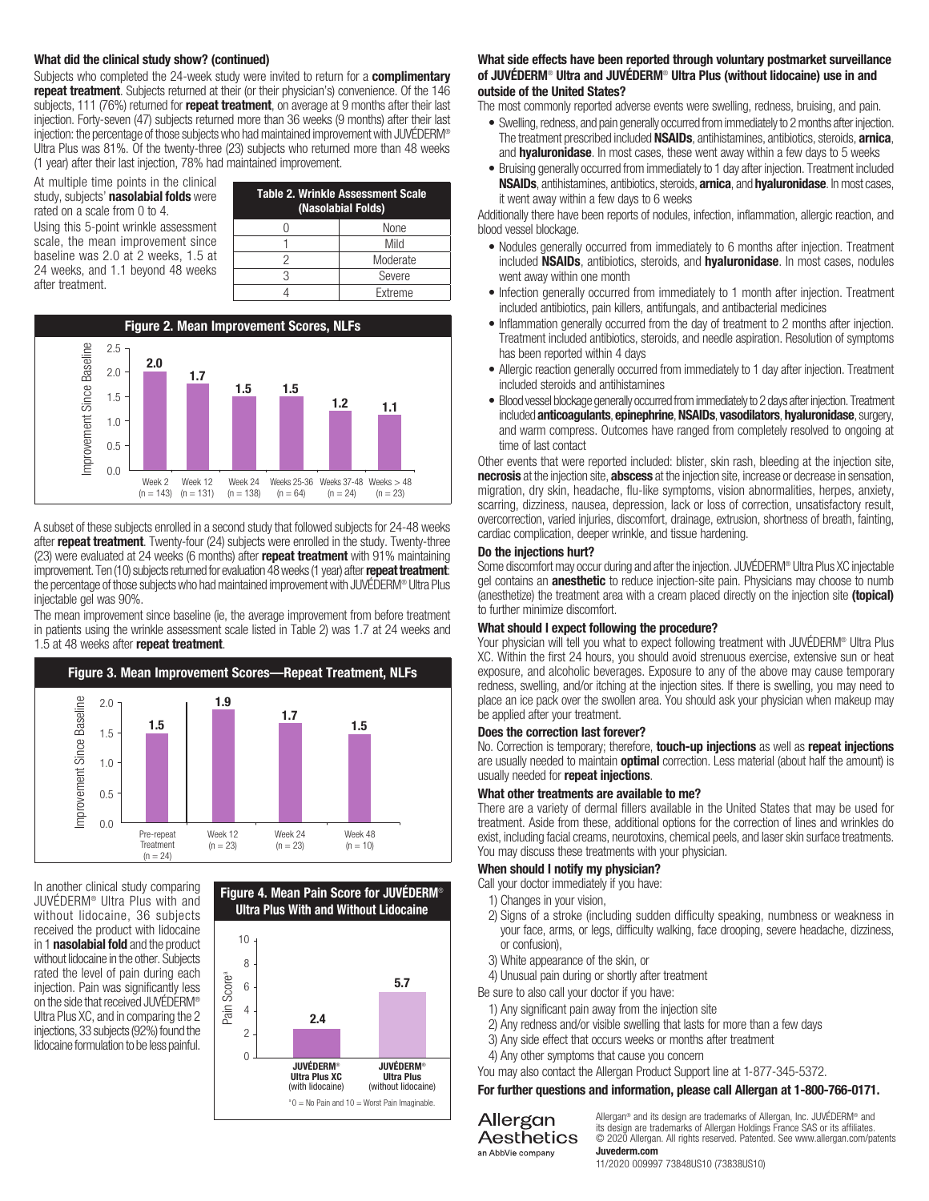### What did the clinical study show? (continued)

Subjects who completed the 24-week study were invited to return for a **complimentary repeat treatment**. Subjects returned at their (or their physician's) convenience. Of the 146 subjects, 111 (76%) returned for **repeat treatment**, on average at 9 months after their last injection. Forty-seven (47) subjects returned more than 36 weeks (9 months) after their last injection: the percentage of those subjects who had maintained improvement with JUVÉDERM® Ultra Plus was 81%. Of the twenty-three (23) subjects who returned more than 48 weeks (1 year) after their last injection, 78% had maintained improvement.

At multiple time points in the clinical study, subjects' **nasolabial folds** were rated on a scale from 0 to 4.

Using this 5-point wrinkle assessment scale, the mean improvement since baseline was 2.0 at 2 weeks, 1.5 at 24 weeks, and 1.1 beyond 48 weeks after treatment.

**Table 2. Wrinkle Assessment Scale (Nasolabial Folds)**

| | |
|---|---|
| 0 | None |
| 1 | Mild |
| 2 | Moderate |
| 3 | Severe |
| 4 | Extreme |

**Figure 2. Mean Improvement Scores, NLFs**

Improvement Since Baseline

2.5
2.0
1.5
1.0
0.5
0.0

2.0
1.7
1.5
1.5
1.2
1.1

Week 2 (n = 143)
Week 12 (n = 131)
Week 24 (n = 138)
Weeks 25-36 (n = 64)
Weeks 37-48 (n = 24)
Weeks > 48 (n = 23)

A subset of these subjects enrolled in a second study that followed subjects for 24-48 weeks after **repeat treatment**. Twenty-four (24) subjects were enrolled in the study. Twenty-three (23) were evaluated at 24 weeks (6 months) after **repeat treatment** with 91% maintaining improvement. Ten (10) subjects returned for evaluation 48 weeks (1 year) after **repeat treatment**: the percentage of those subjects who had maintained improvement with JUVÉDERM® Ultra Plus injectable gel was 90%.

The mean improvement since baseline (ie, the average improvement from before treatment in patients using the wrinkle assessment scale listed in Table 2) was 1.7 at 24 weeks and 1.5 at 48 weeks after **repeat treatment**.

**Figure 3. Mean Improvement Scores—Repeat Treatment, NLFs**

Improvement Since Baseline

2.0
1.5
1.0
0.5
0.0

1.5
1.9
1.7
1.5

Pre-repeat Treatment (n = 24)
Week 12 (n = 23)
Week 24 (n = 23)
Week 48 (n = 10)

In another clinical study comparing JUVÉDERM® Ultra Plus with and without lidocaine, 36 subjects received the product with lidocaine in 1 **nasolabial fold** and the product without lidocaine in the other. Subjects rated the level of pain during each injection. Pain was significantly less on the side that received JUVÉDERM® Ultra Plus XC, and in comparing the 2 injections, 33 subjects (92%) found the lidocaine formulation to be less painful.

**Figure 4. Mean Pain Score for JUVÉDERM® Ultra Plus With and Without Lidocaine**

Pain Score[a]

10
8
6
4
2
0

2.4
5.7

**JUVÉDERM® Ultra Plus XC** (with lidocaine)
**JUVÉDERM® Ultra Plus** (without lidocaine)

[a] 0 = No Pain and 10 = Worst Pain Imaginable.

### What side effects have been reported through voluntary postmarket surveillance of JUVÉDERM® Ultra and JUVÉDERM® Ultra Plus (without lidocaine) use in and outside of the United States?

The most commonly reported adverse events were swelling, redness, bruising, and pain.

- Swelling, redness, and pain generally occurred from immediately to 2 months after injection. The treatment prescribed included **NSAIDs**, antihistamines, antibiotics, steroids, **arnica**, and **hyaluronidase**. In most cases, these went away within a few days to 5 weeks
- Bruising generally occurred from immediately to 1 day after injection. Treatment included **NSAIDs**, antihistamines, antibiotics, steroids, **arnica**, and **hyaluronidase**. In most cases, it went away within a few days to 6 weeks

Additionally there have been reports of nodules, infection, inflammation, allergic reaction, and blood vessel blockage.

- Nodules generally occurred from immediately to 6 months after injection. Treatment included **NSAIDs**, antibiotics, steroids, and **hyaluronidase**. In most cases, nodules went away within one month
- Infection generally occurred from immediately to 1 month after injection. Treatment included antibiotics, pain killers, antifungals, and antibacterial medicines
- Inflammation generally occurred from the day of treatment to 2 months after injection. Treatment included antibiotics, steroids, and needle aspiration. Resolution of symptoms has been reported within 4 days
- Allergic reaction generally occurred from immediately to 1 day after injection. Treatment included steroids and antihistamines
- Blood vessel blockage generally occurred from immediately to 2 days after injection. Treatment included **anticoagulants**, **epinephrine**, **NSAIDs**, **vasodilators**, **hyaluronidase**, surgery, and warm compress. Outcomes have ranged from completely resolved to ongoing at time of last contact

Other events that were reported included: blister, skin rash, bleeding at the injection site, **necrosis** at the injection site, **abscess** at the injection site, increase or decrease in sensation, migration, dry skin, headache, flu-like symptoms, vision abnormalities, herpes, anxiety, scarring, dizziness, nausea, depression, lack or loss of correction, unsatisfactory result, overcorrection, varied injuries, discomfort, drainage, extrusion, shortness of breath, fainting, cardiac complication, deeper wrinkle, and tissue hardening.

### Do the injections hurt?

Some discomfort may occur during and after the injection. JUVÉDERM® Ultra Plus XC injectable gel contains an **anesthetic** to reduce injection-site pain. Physicians may choose to numb (anesthetize) the treatment area with a cream placed directly on the injection site **(topical)** to further minimize discomfort.

### What should I expect following the procedure?

Your physician will tell you what to expect following treatment with JUVÉDERM® Ultra Plus XC. Within the first 24 hours, you should avoid strenuous exercise, extensive sun or heat exposure, and alcoholic beverages. Exposure to any of the above may cause temporary redness, swelling, and/or itching at the injection sites. If there is swelling, you may need to place an ice pack over the swollen area. You should ask your physician when makeup may be applied after your treatment.

### Does the correction last forever?

No. Correction is temporary; therefore, **touch-up injections** as well as **repeat injections** are usually needed to maintain **optimal** correction. Less material (about half the amount) is usually needed for **repeat injections**.

### What other treatments are available to me?

There are a variety of dermal fillers available in the United States that may be used for treatment. Aside from these, additional options for the correction of lines and wrinkles do exist, including facial creams, neurotoxins, chemical peels, and laser skin surface treatments. You may discuss these treatments with your physician.

### When should I notify my physician?

Call your doctor immediately if you have:

1) Changes in your vision,
2) Signs of a stroke (including sudden difficulty speaking, numbness or weakness in your face, arms, or legs, difficulty walking, face drooping, severe headache, dizziness, or confusion),
3) White appearance of the skin, or
4) Unusual pain during or shortly after treatment

Be sure to also call your doctor if you have:

1) Any significant pain away from the injection site
2) Any redness and/or visible swelling that lasts for more than a few days
3) Any side effect that occurs weeks or months after treatment
4) Any other symptoms that cause you concern

You may also contact the Allergan Product Support line at 1-877-345-5372.

**For further questions and information, please call Allergan at 1-800-766-0171.**

Allergan Aesthetics
an AbbVie company

Allergan® and its design are trademarks of Allergan, Inc. JUVÉDERM® and its design are trademarks of Allergan Holdings France SAS or its affiliates.
© 2020 Allergan. All rights reserved. Patented. See www.allergan.com/patents
**Juvederm.com**
11/2020 009997 73848US10 (73838US10)